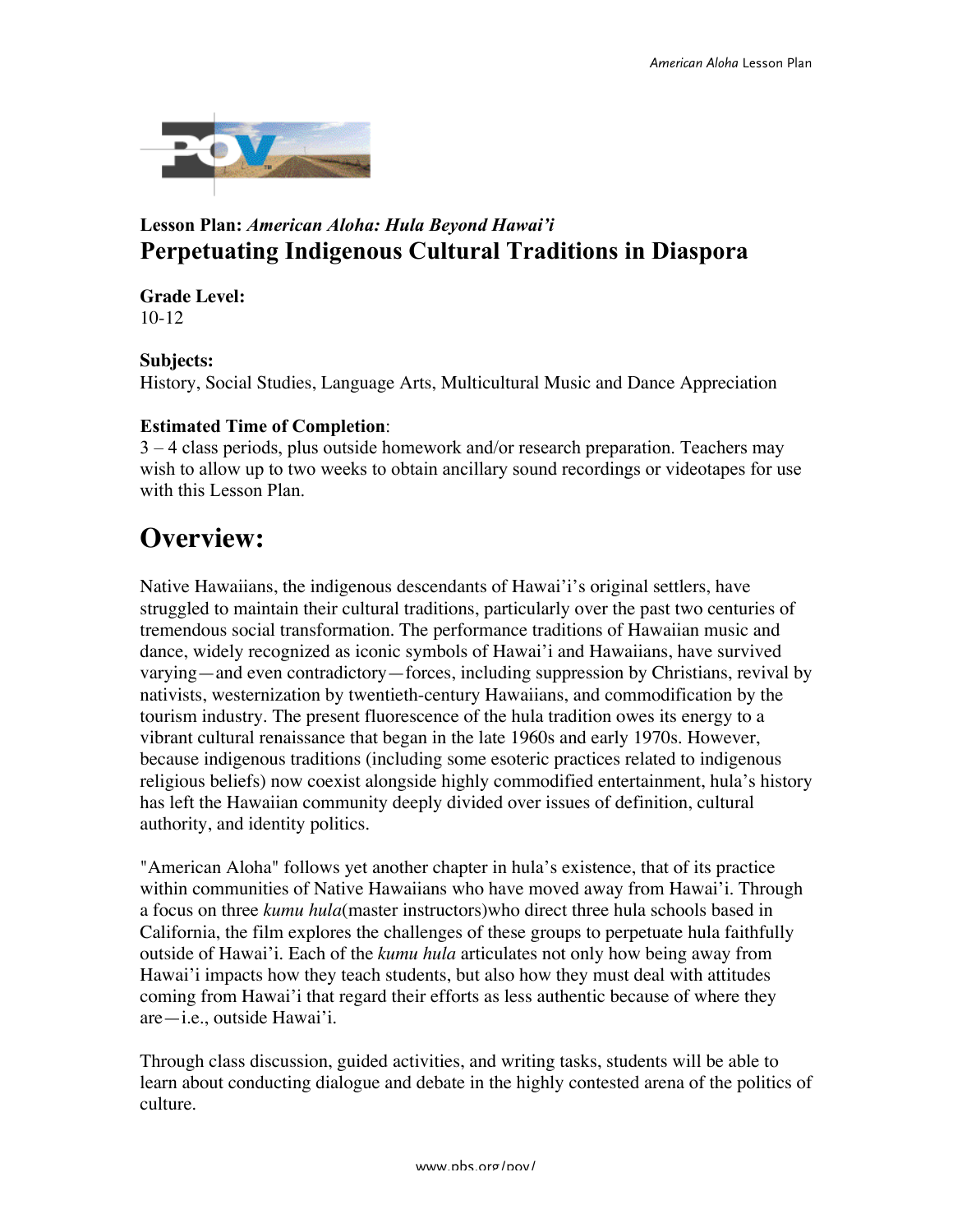**Lesson Plan:** ***American Aloha: Hula Beyond Hawai'i***
# Perpetuating Indigenous Cultural Traditions in Diaspora

**Grade Level:**
10-12

**Subjects:**
History, Social Studies, Language Arts, Multicultural Music and Dance Appreciation

**Estimated Time of Completion**:
3 – 4 class periods, plus outside homework and/or research preparation. Teachers may wish to allow up to two weeks to obtain ancillary sound recordings or videotapes for use with this Lesson Plan.

# Overview:

Native Hawaiians, the indigenous descendants of Hawai'i's original settlers, have struggled to maintain their cultural traditions, particularly over the past two centuries of tremendous social transformation. The performance traditions of Hawaiian music and dance, widely recognized as iconic symbols of Hawai'i and Hawaiians, have survived varying—and even contradictory—forces, including suppression by Christians, revival by nativists, westernization by twentieth-century Hawaiians, and commodification by the tourism industry. The present fluorescence of the hula tradition owes its energy to a vibrant cultural renaissance that began in the late 1960s and early 1970s. However, because indigenous traditions (including some esoteric practices related to indigenous religious beliefs) now coexist alongside highly commodified entertainment, hula's history has left the Hawaiian community deeply divided over issues of definition, cultural authority, and identity politics.

"American Aloha" follows yet another chapter in hula's existence, that of its practice within communities of Native Hawaiians who have moved away from Hawai'i. Through a focus on three *kumu hula*(master instructors)who direct three hula schools based in California, the film explores the challenges of these groups to perpetuate hula faithfully outside of Hawai'i. Each of the *kumu hula* articulates not only how being away from Hawai'i impacts how they teach students, but also how they must deal with attitudes coming from Hawai'i that regard their efforts as less authentic because of where they are—i.e., outside Hawai'i.

Through class discussion, guided activities, and writing tasks, students will be able to learn about conducting dialogue and debate in the highly contested arena of the politics of culture.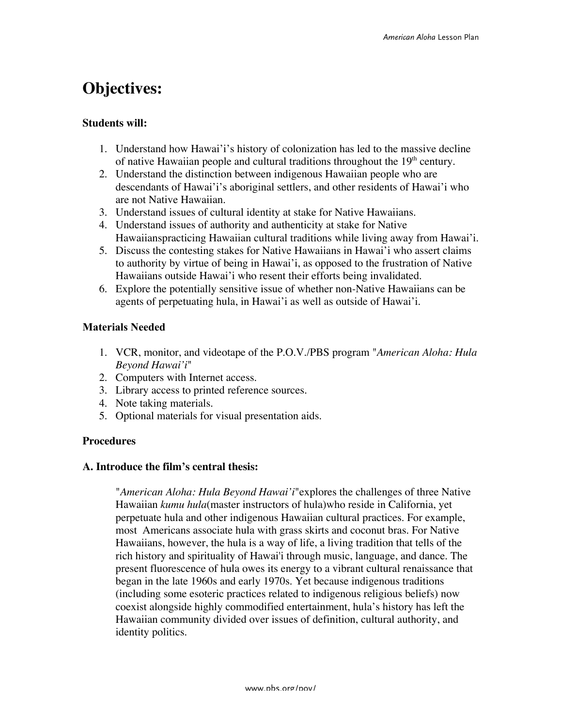# Objectives:

### Students will:

1. Understand how Hawai'i's history of colonization has led to the massive decline of native Hawaiian people and cultural traditions throughout the 19th century.
2. Understand the distinction between indigenous Hawaiian people who are descendants of Hawai'i's aboriginal settlers, and other residents of Hawai'i who are not Native Hawaiian.
3. Understand issues of cultural identity at stake for Native Hawaiians.
4. Understand issues of authority and authenticity at stake for Native Hawaiianspracticing Hawaiian cultural traditions while living away from Hawai'i.
5. Discuss the contesting stakes for Native Hawaiians in Hawai'i who assert claims to authority by virtue of being in Hawai'i, as opposed to the frustration of Native Hawaiians outside Hawai'i who resent their efforts being invalidated.
6. Explore the potentially sensitive issue of whether non-Native Hawaiians can be agents of perpetuating hula, in Hawai'i as well as outside of Hawai'i.

### Materials Needed

1. VCR, monitor, and videotape of the P.O.V./PBS program "*American Aloha: Hula Beyond Hawai'i*"
2. Computers with Internet access.
3. Library access to printed reference sources.
4. Note taking materials.
5. Optional materials for visual presentation aids.

### Procedures

### A. Introduce the film's central thesis:

"*American Aloha: Hula Beyond Hawai'i*"explores the challenges of three Native Hawaiian *kumu hula*(master instructors of hula)who reside in California, yet perpetuate hula and other indigenous Hawaiian cultural practices. For example, most Americans associate hula with grass skirts and coconut bras. For Native Hawaiians, however, the hula is a way of life, a living tradition that tells of the rich history and spirituality of Hawai'i through music, language, and dance. The present fluorescence of hula owes its energy to a vibrant cultural renaissance that began in the late 1960s and early 1970s. Yet because indigenous traditions (including some esoteric practices related to indigenous religious beliefs) now coexist alongside highly commodified entertainment, hula's history has left the Hawaiian community divided over issues of definition, cultural authority, and identity politics.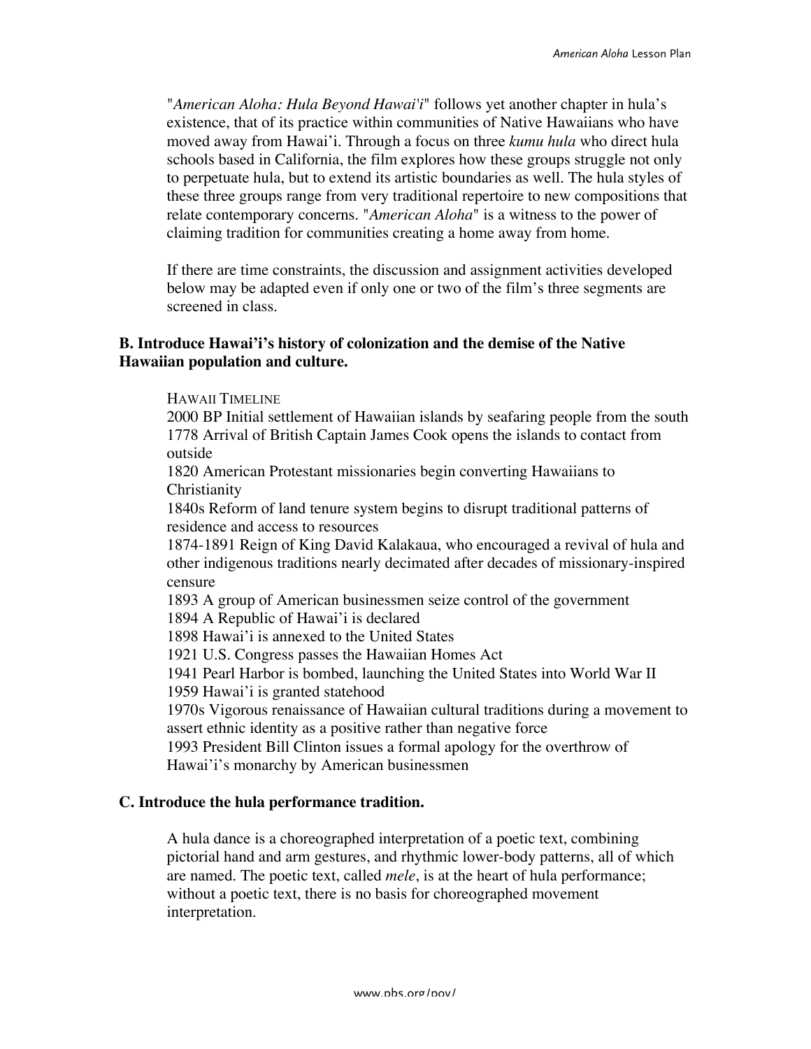"*American Aloha: Hula Beyond Hawai'i*" follows yet another chapter in hula's existence, that of its practice within communities of Native Hawaiians who have moved away from Hawai'i. Through a focus on three *kumu hula* who direct hula schools based in California, the film explores how these groups struggle not only to perpetuate hula, but to extend its artistic boundaries as well. The hula styles of these three groups range from very traditional repertoire to new compositions that relate contemporary concerns. "*American Aloha*" is a witness to the power of claiming tradition for communities creating a home away from home.

If there are time constraints, the discussion and assignment activities developed below may be adapted even if only one or two of the film's three segments are screened in class.

### B. Introduce Hawai'i's history of colonization and the demise of the Native Hawaiian population and culture.

HAWAII TIMELINE

2000 BP Initial settlement of Hawaiian islands by seafaring people from the south
1778 Arrival of British Captain James Cook opens the islands to contact from outside
1820 American Protestant missionaries begin converting Hawaiians to Christianity
1840s Reform of land tenure system begins to disrupt traditional patterns of residence and access to resources
1874-1891 Reign of King David Kalakaua, who encouraged a revival of hula and other indigenous traditions nearly decimated after decades of missionary-inspired censure
1893 A group of American businessmen seize control of the government
1894 A Republic of Hawai'i is declared
1898 Hawai'i is annexed to the United States
1921 U.S. Congress passes the Hawaiian Homes Act
1941 Pearl Harbor is bombed, launching the United States into World War II
1959 Hawai'i is granted statehood
1970s Vigorous renaissance of Hawaiian cultural traditions during a movement to assert ethnic identity as a positive rather than negative force
1993 President Bill Clinton issues a formal apology for the overthrow of Hawai'i's monarchy by American businessmen

### C. Introduce the hula performance tradition.

A hula dance is a choreographed interpretation of a poetic text, combining pictorial hand and arm gestures, and rhythmic lower-body patterns, all of which are named. The poetic text, called *mele*, is at the heart of hula performance; without a poetic text, there is no basis for choreographed movement interpretation.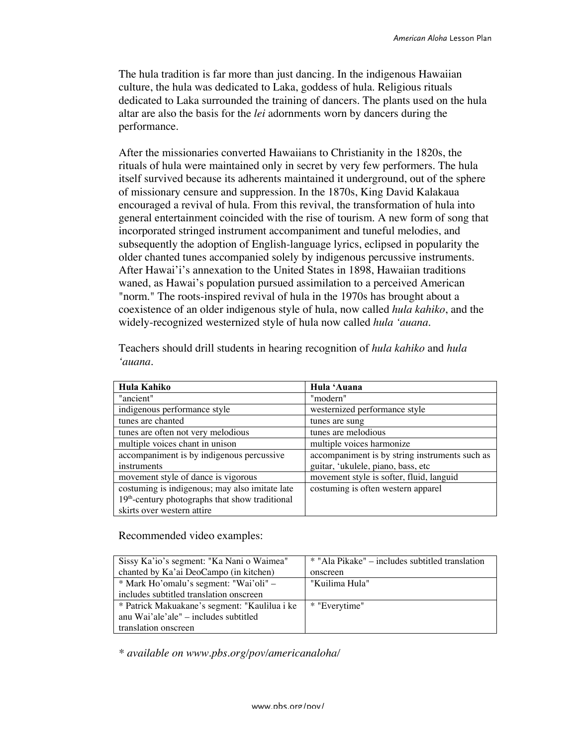The hula tradition is far more than just dancing. In the indigenous Hawaiian culture, the hula was dedicated to Laka, goddess of hula. Religious rituals dedicated to Laka surrounded the training of dancers. The plants used on the hula altar are also the basis for the *lei* adornments worn by dancers during the performance.

After the missionaries converted Hawaiians to Christianity in the 1820s, the rituals of hula were maintained only in secret by very few performers. The hula itself survived because its adherents maintained it underground, out of the sphere of missionary censure and suppression. In the 1870s, King David Kalakaua encouraged a revival of hula. From this revival, the transformation of hula into general entertainment coincided with the rise of tourism. A new form of song that incorporated stringed instrument accompaniment and tuneful melodies, and subsequently the adoption of English-language lyrics, eclipsed in popularity the older chanted tunes accompanied solely by indigenous percussive instruments. After Hawai'i's annexation to the United States in 1898, Hawaiian traditions waned, as Hawai's population pursued assimilation to a perceived American "norm." The roots-inspired revival of hula in the 1970s has brought about a coexistence of an older indigenous style of hula, now called *hula kahiko*, and the widely-recognized westernized style of hula now called *hula 'auana*.

Teachers should drill students in hearing recognition of *hula kahiko* and *hula 'auana*.

| Hula Kahiko | Hula 'Auana |
|---|---|
| "ancient" | "modern" |
| indigenous performance style | westernized performance style |
| tunes are chanted | tunes are sung |
| tunes are often not very melodious | tunes are melodious |
| multiple voices chant in unison | multiple voices harmonize |
| accompaniment is by indigenous percussive instruments | accompaniment is by string instruments such as guitar, 'ukulele, piano, bass, etc |
| movement style of dance is vigorous | movement style is softer, fluid, languid |
| costuming is indigenous; may also imitate late 19th-century photographs that show traditional skirts over western attire | costuming is often western apparel |

Recommended video examples:

| | |
|---|---|
| Sissy Ka'io's segment: "Ka Nani o Waimea" chanted by Ka'ai DeoCampo (in kitchen) | * "Ala Pikake" – includes subtitled translation onscreen |
| * Mark Ho'omalu's segment: "Wai'oli" – includes subtitled translation onscreen | "Kuilima Hula" |
| * Patrick Makuakane's segment: "Kaulilua i ke anu Wai'ale'ale" – includes subtitled translation onscreen | * "Everytime" |

*\* available on www.pbs.org/pov/americanaloha/*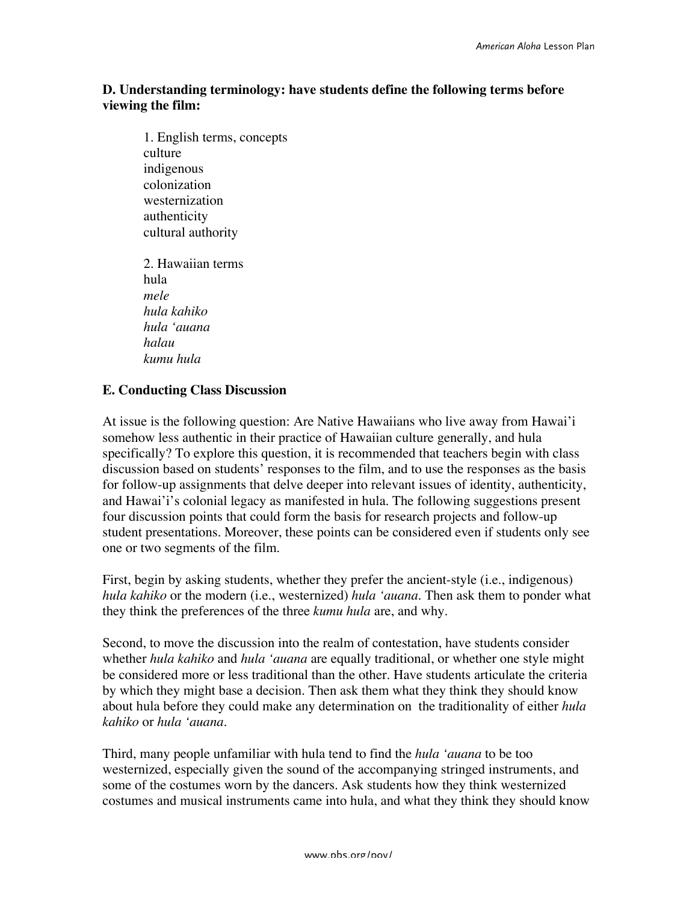**D. Understanding terminology: have students define the following terms before viewing the film:**

1. English terms, concepts
culture
indigenous
colonization
westernization
authenticity
cultural authority

2. Hawaiian terms
hula
*mele*
*hula kahiko*
*hula ʻauana*
*halau*
*kumu hula*

**E. Conducting Class Discussion**

At issue is the following question: Are Native Hawaiians who live away from Hawai'i somehow less authentic in their practice of Hawaiian culture generally, and hula specifically? To explore this question, it is recommended that teachers begin with class discussion based on students' responses to the film, and to use the responses as the basis for follow-up assignments that delve deeper into relevant issues of identity, authenticity, and Hawai'i's colonial legacy as manifested in hula. The following suggestions present four discussion points that could form the basis for research projects and follow-up student presentations. Moreover, these points can be considered even if students only see one or two segments of the film.

First, begin by asking students, whether they prefer the ancient-style (i.e., indigenous) *hula kahiko* or the modern (i.e., westernized) *hula ʻauana*. Then ask them to ponder what they think the preferences of the three *kumu hula* are, and why.

Second, to move the discussion into the realm of contestation, have students consider whether *hula kahiko* and *hula ʻauana* are equally traditional, or whether one style might be considered more or less traditional than the other. Have students articulate the criteria by which they might base a decision. Then ask them what they think they should know about hula before they could make any determination on the traditionality of either *hula kahiko* or *hula ʻauana*.

Third, many people unfamiliar with hula tend to find the *hula ʻauana* to be too westernized, especially given the sound of the accompanying stringed instruments, and some of the costumes worn by the dancers. Ask students how they think westernized costumes and musical instruments came into hula, and what they think they should know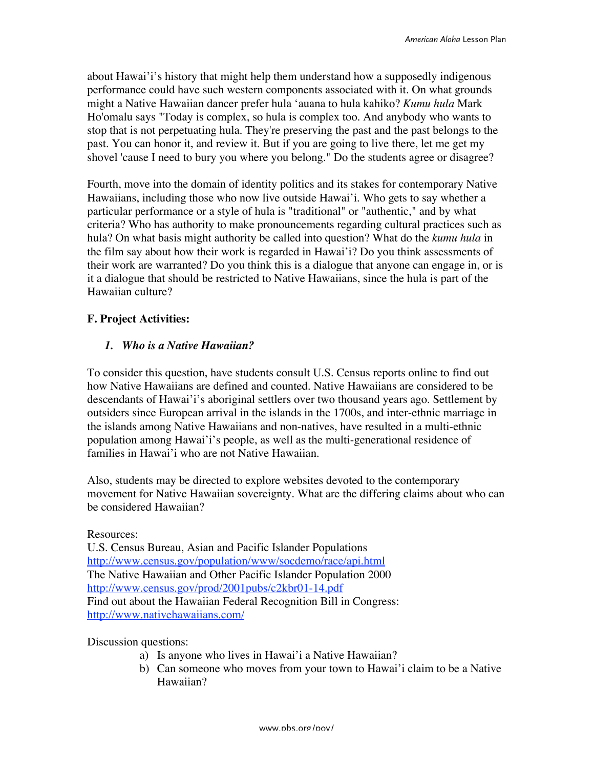about Hawai'i's history that might help them understand how a supposedly indigenous performance could have such western components associated with it. On what grounds might a Native Hawaiian dancer prefer hula 'auana to hula kahiko? *Kumu hula* Mark Ho'omalu says "Today is complex, so hula is complex too. And anybody who wants to stop that is not perpetuating hula. They're preserving the past and the past belongs to the past. You can honor it, and review it. But if you are going to live there, let me get my shovel 'cause I need to bury you where you belong." Do the students agree or disagree?

Fourth, move into the domain of identity politics and its stakes for contemporary Native Hawaiians, including those who now live outside Hawai'i. Who gets to say whether a particular performance or a style of hula is "traditional" or "authentic," and by what criteria? Who has authority to make pronouncements regarding cultural practices such as hula? On what basis might authority be called into question? What do the *kumu hula* in the film say about how their work is regarded in Hawai'i? Do you think assessments of their work are warranted? Do you think this is a dialogue that anyone can engage in, or is it a dialogue that should be restricted to Native Hawaiians, since the hula is part of the Hawaiian culture?

### F. Project Activities:

#### *1. Who is a Native Hawaiian?*

To consider this question, have students consult U.S. Census reports online to find out how Native Hawaiians are defined and counted. Native Hawaiians are considered to be descendants of Hawai'i's aboriginal settlers over two thousand years ago. Settlement by outsiders since European arrival in the islands in the 1700s, and inter-ethnic marriage in the islands among Native Hawaiians and non-natives, have resulted in a multi-ethnic population among Hawai'i's people, as well as the multi-generational residence of families in Hawai'i who are not Native Hawaiian.

Also, students may be directed to explore websites devoted to the contemporary movement for Native Hawaiian sovereignty. What are the differing claims about who can be considered Hawaiian?

Resources:
U.S. Census Bureau, Asian and Pacific Islander Populations
http://www.census.gov/population/www/socdemo/race/api.html
The Native Hawaiian and Other Pacific Islander Population 2000
http://www.census.gov/prod/2001pubs/c2kbr01-14.pdf
Find out about the Hawaiian Federal Recognition Bill in Congress:
http://www.nativehawaiians.com/

Discussion questions:

a) Is anyone who lives in Hawai'i a Native Hawaiian?
b) Can someone who moves from your town to Hawai'i claim to be a Native Hawaiian?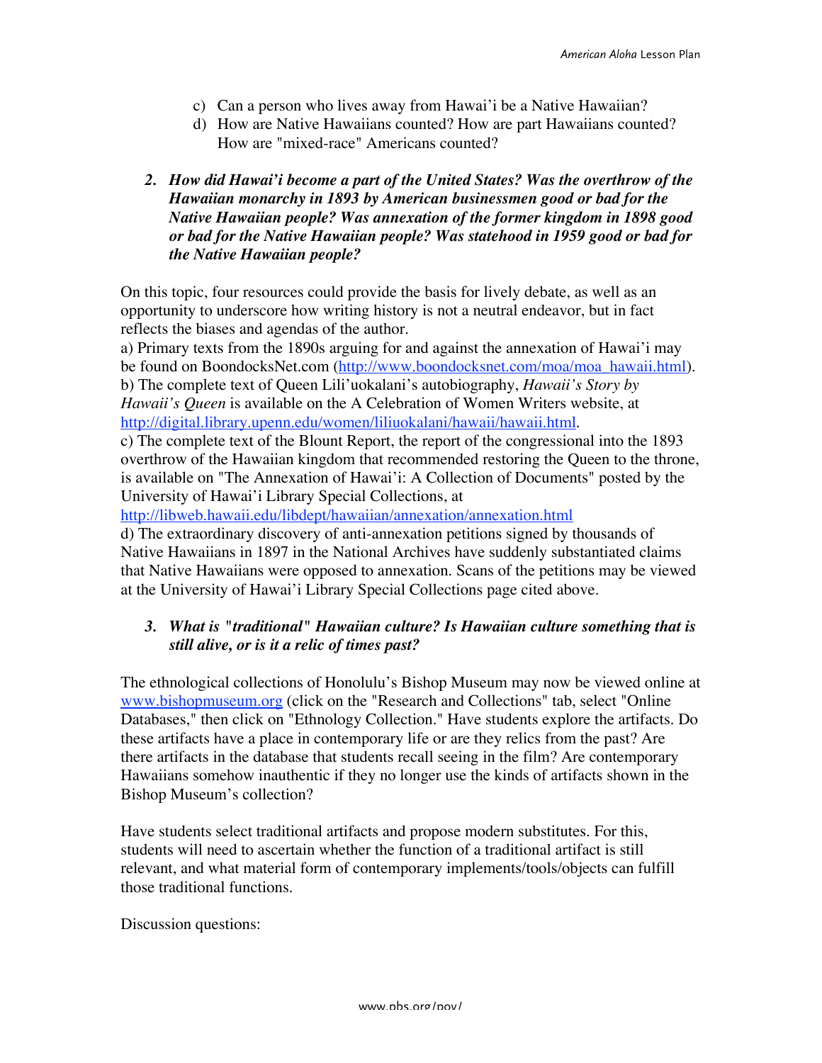c) Can a person who lives away from Hawai'i be a Native Hawaiian?
d) How are Native Hawaiians counted? How are part Hawaiians counted? How are "mixed-race" Americans counted?

### 2. *How did Hawai'i become a part of the United States? Was the overthrow of the Hawaiian monarchy in 1893 by American businessmen good or bad for the Native Hawaiian people? Was annexation of the former kingdom in 1898 good or bad for the Native Hawaiian people? Was statehood in 1959 good or bad for the Native Hawaiian people?*

On this topic, four resources could provide the basis for lively debate, as well as an opportunity to underscore how writing history is not a neutral endeavor, but in fact reflects the biases and agendas of the author.

a) Primary texts from the 1890s arguing for and against the annexation of Hawai'i may be found on BoondocksNet.com (http://www.boondocksnet.com/moa/moa_hawaii.html).
b) The complete text of Queen Lili'uokalani's autobiography, *Hawaii's Story by Hawaii's Queen* is available on the A Celebration of Women Writers website, at http://digital.library.upenn.edu/women/liliuokalani/hawaii/hawaii.html.
c) The complete text of the Blount Report, the report of the congressional into the 1893 overthrow of the Hawaiian kingdom that recommended restoring the Queen to the throne, is available on "The Annexation of Hawai'i: A Collection of Documents" posted by the University of Hawai'i Library Special Collections, at http://libweb.hawaii.edu/libdept/hawaiian/annexation/annexation.html
d) The extraordinary discovery of anti-annexation petitions signed by thousands of Native Hawaiians in 1897 in the National Archives have suddenly substantiated claims that Native Hawaiians were opposed to annexation. Scans of the petitions may be viewed at the University of Hawai'i Library Special Collections page cited above.

### 3. *What is "traditional" Hawaiian culture? Is Hawaiian culture something that is still alive, or is it a relic of times past?*

The ethnological collections of Honolulu's Bishop Museum may now be viewed online at www.bishopmuseum.org (click on the "Research and Collections" tab, select "Online Databases," then click on "Ethnology Collection." Have students explore the artifacts. Do these artifacts have a place in contemporary life or are they relics from the past? Are there artifacts in the database that students recall seeing in the film? Are contemporary Hawaiians somehow inauthentic if they no longer use the kinds of artifacts shown in the Bishop Museum's collection?

Have students select traditional artifacts and propose modern substitutes. For this, students will need to ascertain whether the function of a traditional artifact is still relevant, and what material form of contemporary implements/tools/objects can fulfill those traditional functions.

Discussion questions: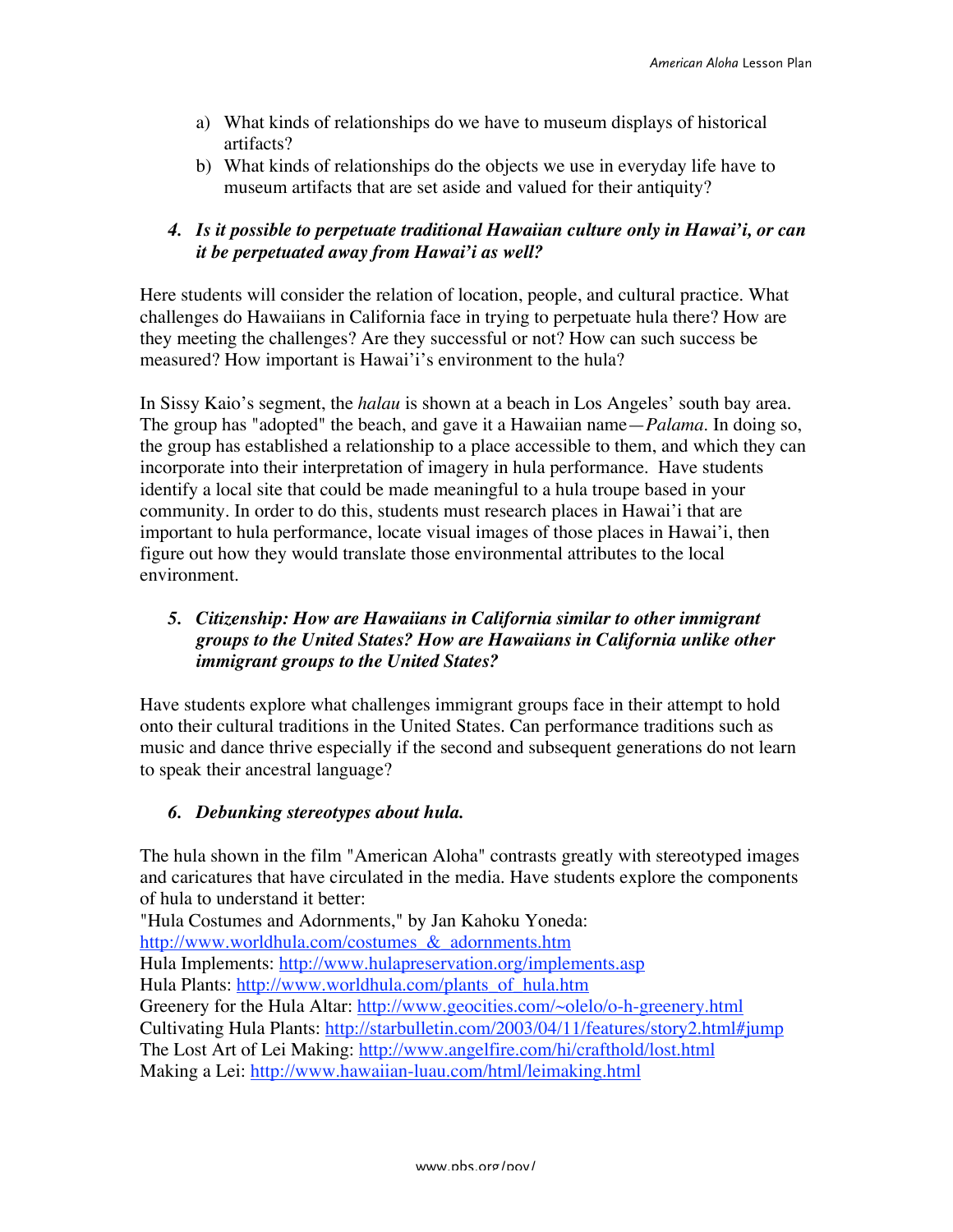a) What kinds of relationships do we have to museum displays of historical artifacts?
b) What kinds of relationships do the objects we use in everyday life have to museum artifacts that are set aside and valued for their antiquity?

4. ***Is it possible to perpetuate traditional Hawaiian culture only in Hawai'i, or can it be perpetuated away from Hawai'i as well?***

Here students will consider the relation of location, people, and cultural practice. What challenges do Hawaiians in California face in trying to perpetuate hula there? How are they meeting the challenges? Are they successful or not? How can such success be measured? How important is Hawai'i's environment to the hula?

In Sissy Kaio's segment, the *halau* is shown at a beach in Los Angeles' south bay area. The group has "adopted" the beach, and gave it a Hawaiian name—*Palama*. In doing so, the group has established a relationship to a place accessible to them, and which they can incorporate into their interpretation of imagery in hula performance. Have students identify a local site that could be made meaningful to a hula troupe based in your community. In order to do this, students must research places in Hawai'i that are important to hula performance, locate visual images of those places in Hawai'i, then figure out how they would translate those environmental attributes to the local environment.

5. ***Citizenship: How are Hawaiians in California similar to other immigrant groups to the United States? How are Hawaiians in California unlike other immigrant groups to the United States?***

Have students explore what challenges immigrant groups face in their attempt to hold onto their cultural traditions in the United States. Can performance traditions such as music and dance thrive especially if the second and subsequent generations do not learn to speak their ancestral language?

6. ***Debunking stereotypes about hula.***

The hula shown in the film "American Aloha" contrasts greatly with stereotyped images and caricatures that have circulated in the media. Have students explore the components of hula to understand it better:

"Hula Costumes and Adornments," by Jan Kahoku Yoneda: http://www.worldhula.com/costumes_&_adornments.htm
Hula Implements: http://www.hulapreservation.org/implements.asp
Hula Plants: http://www.worldhula.com/plants_of_hula.htm
Greenery for the Hula Altar: http://www.geocities.com/~olelo/o-h-greenery.html
Cultivating Hula Plants: http://starbulletin.com/2003/04/11/features/story2.html#jump
The Lost Art of Lei Making: http://www.angelfire.com/hi/crafthold/lost.html
Making a Lei: http://www.hawaiian-luau.com/html/leimaking.html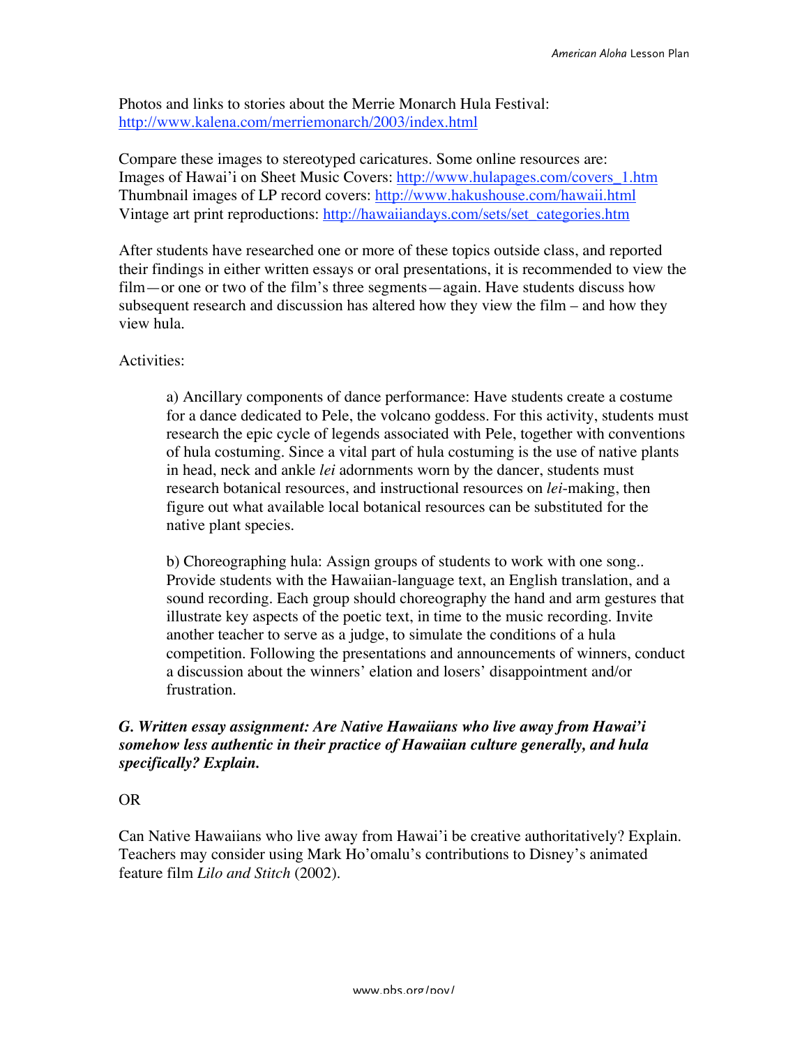Photos and links to stories about the Merrie Monarch Hula Festival:
http://www.kalena.com/merriemonarch/2003/index.html

Compare these images to stereotyped caricatures. Some online resources are:
Images of Hawai'i on Sheet Music Covers: http://www.hulapages.com/covers_1.htm
Thumbnail images of LP record covers: http://www.hakushouse.com/hawaii.html
Vintage art print reproductions: http://hawaiiandays.com/sets/set_categories.htm

After students have researched one or more of these topics outside class, and reported their findings in either written essays or oral presentations, it is recommended to view the film—or one or two of the film's three segments—again. Have students discuss how subsequent research and discussion has altered how they view the film – and how they view hula.

Activities:

> a) Ancillary components of dance performance: Have students create a costume for a dance dedicated to Pele, the volcano goddess. For this activity, students must research the epic cycle of legends associated with Pele, together with conventions of hula costuming. Since a vital part of hula costuming is the use of native plants in head, neck and ankle *lei* adornments worn by the dancer, students must research botanical resources, and instructional resources on *lei*-making, then figure out what available local botanical resources can be substituted for the native plant species.
>
> b) Choreographing hula: Assign groups of students to work with one song.. Provide students with the Hawaiian-language text, an English translation, and a sound recording. Each group should choreography the hand and arm gestures that illustrate key aspects of the poetic text, in time to the music recording. Invite another teacher to serve as a judge, to simulate the conditions of a hula competition. Following the presentations and announcements of winners, conduct a discussion about the winners' elation and losers' disappointment and/or frustration.

***G. Written essay assignment: Are Native Hawaiians who live away from Hawai'i somehow less authentic in their practice of Hawaiian culture generally, and hula specifically? Explain.***

OR

Can Native Hawaiians who live away from Hawai'i be creative authoritatively? Explain. Teachers may consider using Mark Ho'omalu's contributions to Disney's animated feature film *Lilo and Stitch* (2002).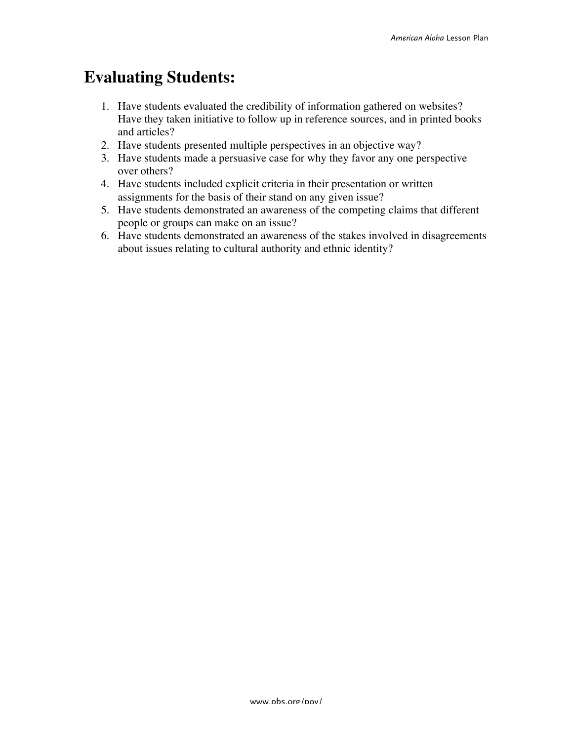## Evaluating Students:

1. Have students evaluated the credibility of information gathered on websites? Have they taken initiative to follow up in reference sources, and in printed books and articles?
2. Have students presented multiple perspectives in an objective way?
3. Have students made a persuasive case for why they favor any one perspective over others?
4. Have students included explicit criteria in their presentation or written assignments for the basis of their stand on any given issue?
5. Have students demonstrated an awareness of the competing claims that different people or groups can make on an issue?
6. Have students demonstrated an awareness of the stakes involved in disagreements about issues relating to cultural authority and ethnic identity?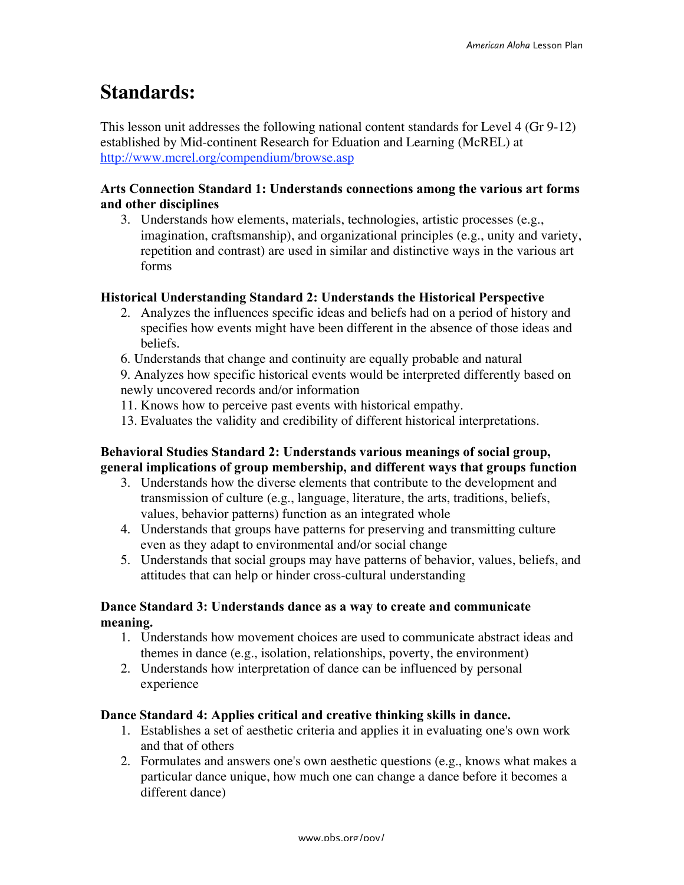# Standards:

This lesson unit addresses the following national content standards for Level 4 (Gr 9-12) established by Mid-continent Research for Eduation and Learning (McREL) at http://www.mcrel.org/compendium/browse.asp

**Arts Connection Standard 1: Understands connections among the various art forms and other disciplines**

3. Understands how elements, materials, technologies, artistic processes (e.g., imagination, craftsmanship), and organizational principles (e.g., unity and variety, repetition and contrast) are used in similar and distinctive ways in the various art forms

**Historical Understanding Standard 2: Understands the Historical Perspective**

2. Analyzes the influences specific ideas and beliefs had on a period of history and specifies how events might have been different in the absence of those ideas and beliefs.
6. Understands that change and continuity are equally probable and natural
9. Analyzes how specific historical events would be interpreted differently based on newly uncovered records and/or information
11. Knows how to perceive past events with historical empathy.
13. Evaluates the validity and credibility of different historical interpretations.

**Behavioral Studies Standard 2: Understands various meanings of social group, general implications of group membership, and different ways that groups function**

3. Understands how the diverse elements that contribute to the development and transmission of culture (e.g., language, literature, the arts, traditions, beliefs, values, behavior patterns) function as an integrated whole
4. Understands that groups have patterns for preserving and transmitting culture even as they adapt to environmental and/or social change
5. Understands that social groups may have patterns of behavior, values, beliefs, and attitudes that can help or hinder cross-cultural understanding

**Dance Standard 3: Understands dance as a way to create and communicate meaning.**

1. Understands how movement choices are used to communicate abstract ideas and themes in dance (e.g., isolation, relationships, poverty, the environment)
2. Understands how interpretation of dance can be influenced by personal experience

**Dance Standard 4: Applies critical and creative thinking skills in dance.**

1. Establishes a set of aesthetic criteria and applies it in evaluating one's own work and that of others
2. Formulates and answers one's own aesthetic questions (e.g., knows what makes a particular dance unique, how much one can change a dance before it becomes a different dance)